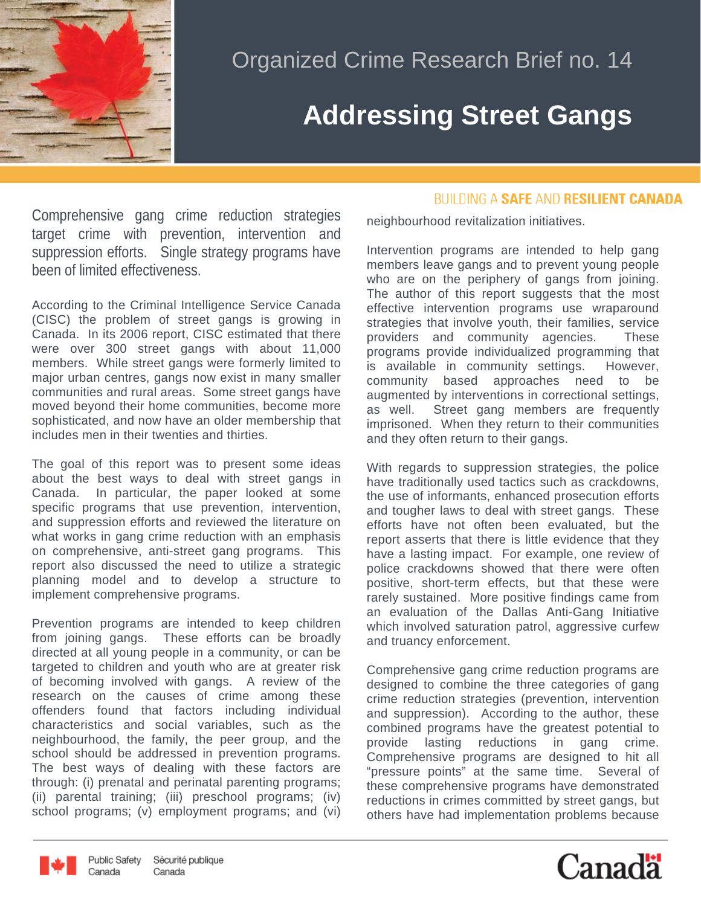# Organized Crime Research Brief no. 14

# Addressing Street Gangs

BUILDING A **SAFE** AND **RESILIENT CANADA**

Comprehensive gang crime reduction strategies target crime with prevention, intervention and suppression efforts. Single strategy programs have been of limited effectiveness.

According to the Criminal Intelligence Service Canada (CISC) the problem of street gangs is growing in Canada. In its 2006 report, CISC estimated that there were over 300 street gangs with about 11,000 members. While street gangs were formerly limited to major urban centres, gangs now exist in many smaller communities and rural areas. Some street gangs have moved beyond their home communities, become more sophisticated, and now have an older membership that includes men in their twenties and thirties.

The goal of this report was to present some ideas about the best ways to deal with street gangs in Canada. In particular, the paper looked at some specific programs that use prevention, intervention, and suppression efforts and reviewed the literature on what works in gang crime reduction with an emphasis on comprehensive, anti-street gang programs. This report also discussed the need to utilize a strategic planning model and to develop a structure to implement comprehensive programs.

Prevention programs are intended to keep children from joining gangs. These efforts can be broadly directed at all young people in a community, or can be targeted to children and youth who are at greater risk of becoming involved with gangs. A review of the research on the causes of crime among these offenders found that factors including individual characteristics and social variables, such as the neighbourhood, the family, the peer group, and the school should be addressed in prevention programs. The best ways of dealing with these factors are through: (i) prenatal and perinatal parenting programs; (ii) parental training; (iii) preschool programs; (iv) school programs; (v) employment programs; and (vi) neighbourhood revitalization initiatives.

Intervention programs are intended to help gang members leave gangs and to prevent young people who are on the periphery of gangs from joining. The author of this report suggests that the most effective intervention programs use wraparound strategies that involve youth, their families, service providers and community agencies. These programs provide individualized programming that is available in community settings. However, community based approaches need to be augmented by interventions in correctional settings, as well. Street gang members are frequently imprisoned. When they return to their communities and they often return to their gangs.

With regards to suppression strategies, the police have traditionally used tactics such as crackdowns, the use of informants, enhanced prosecution efforts and tougher laws to deal with street gangs. These efforts have not often been evaluated, but the report asserts that there is little evidence that they have a lasting impact. For example, one review of police crackdowns showed that there were often positive, short-term effects, but that these were rarely sustained. More positive findings came from an evaluation of the Dallas Anti-Gang Initiative which involved saturation patrol, aggressive curfew and truancy enforcement.

Comprehensive gang crime reduction programs are designed to combine the three categories of gang crime reduction strategies (prevention, intervention and suppression). According to the author, these combined programs have the greatest potential to provide lasting reductions in gang crime. Comprehensive programs are designed to hit all "pressure points" at the same time. Several of these comprehensive programs have demonstrated reductions in crimes committed by street gangs, but others have had implementation problems because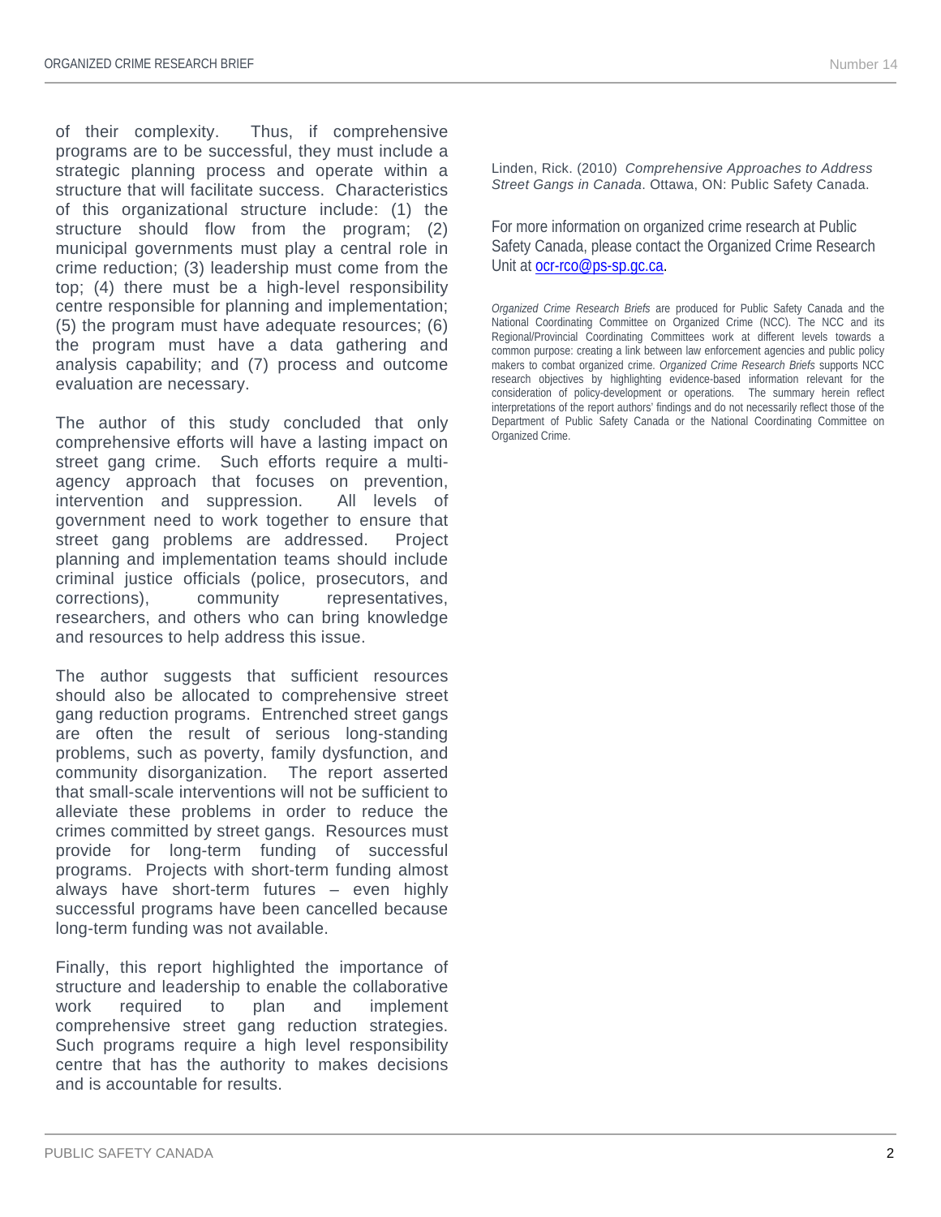of their complexity. Thus, if comprehensive programs are to be successful, they must include a strategic planning process and operate within a structure that will facilitate success. Characteristics of this organizational structure include: (1) the structure should flow from the program; (2) municipal governments must play a central role in crime reduction; (3) leadership must come from the top; (4) there must be a high-level responsibility centre responsible for planning and implementation; (5) the program must have adequate resources; (6) the program must have a data gathering and analysis capability; and (7) process and outcome evaluation are necessary.

The author of this study concluded that only comprehensive efforts will have a lasting impact on street gang crime. Such efforts require a multi-agency approach that focuses on prevention, intervention and suppression. All levels of government need to work together to ensure that street gang problems are addressed. Project planning and implementation teams should include criminal justice officials (police, prosecutors, and corrections), community representatives, researchers, and others who can bring knowledge and resources to help address this issue.

The author suggests that sufficient resources should also be allocated to comprehensive street gang reduction programs. Entrenched street gangs are often the result of serious long-standing problems, such as poverty, family dysfunction, and community disorganization. The report asserted that small-scale interventions will not be sufficient to alleviate these problems in order to reduce the crimes committed by street gangs. Resources must provide for long-term funding of successful programs. Projects with short-term funding almost always have short-term futures – even highly successful programs have been cancelled because long-term funding was not available.

Finally, this report highlighted the importance of structure and leadership to enable the collaborative work required to plan and implement comprehensive street gang reduction strategies. Such programs require a high level responsibility centre that has the authority to makes decisions and is accountable for results.

Linden, Rick. (2010) *Comprehensive Approaches to Address Street Gangs in Canada*. Ottawa, ON: Public Safety Canada.

For more information on organized crime research at Public Safety Canada, please contact the Organized Crime Research Unit at ocr-rco@ps-sp.gc.ca.

*Organized Crime Research Briefs* are produced for Public Safety Canada and the National Coordinating Committee on Organized Crime (NCC). The NCC and its Regional/Provincial Coordinating Committees work at different levels towards a common purpose: creating a link between law enforcement agencies and public policy makers to combat organized crime. *Organized Crime Research Briefs* supports NCC research objectives by highlighting evidence-based information relevant for the consideration of policy-development or operations. The summary herein reflect interpretations of the report authors' findings and do not necessarily reflect those of the Department of Public Safety Canada or the National Coordinating Committee on Organized Crime.